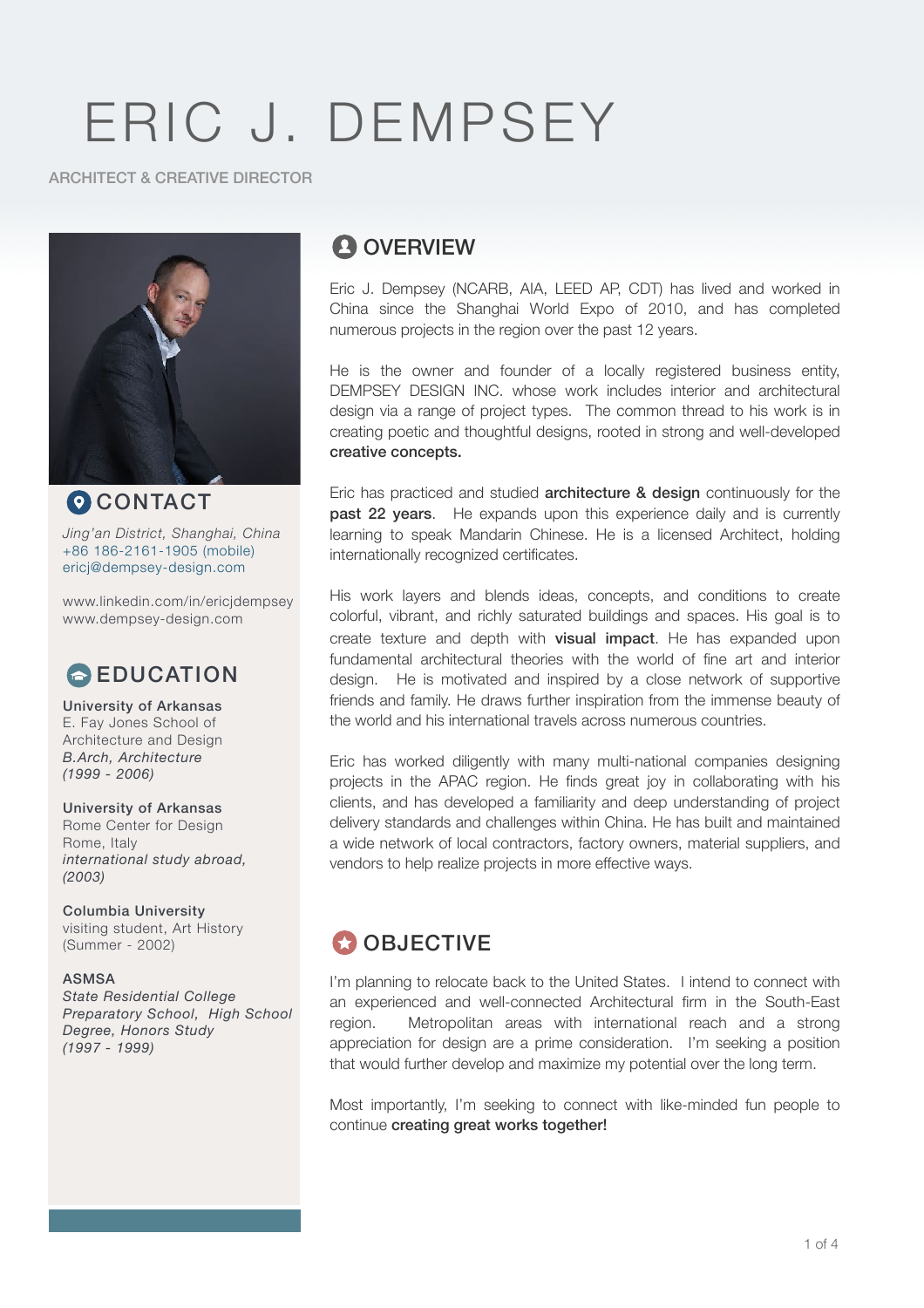# ERIC J. DEMPSEY

ARCHITECT & CREATIVE DIRECTOR

## CONTACT

*Jing'an District, Shanghai, China*
+86 186-2161-1905 (mobile)
ericj@dempsey-design.com

www.linkedin.com/in/ericjdempsey
www.dempsey-design.com

## EDUCATION

**University of Arkansas**
E. Fay Jones School of Architecture and Design
*B.Arch, Architecture*
*(1999 - 2006)*

**University of Arkansas**
Rome Center for Design
Rome, Italy
*international study abroad,*
*(2003)*

**Columbia University**
visiting student, Art History
(Summer - 2002)

**ASMSA**
*State Residential College Preparatory School, High School Degree, Honors Study*
*(1997 - 1999)*

## OVERVIEW

Eric J. Dempsey (NCARB, AIA, LEED AP, CDT) has lived and worked in China since the Shanghai World Expo of 2010, and has completed numerous projects in the region over the past 12 years.

He is the owner and founder of a locally registered business entity, DEMPSEY DESIGN INC. whose work includes interior and architectural design via a range of project types. The common thread to his work is in creating poetic and thoughtful designs, rooted in strong and well-developed **creative concepts.**

Eric has practiced and studied **architecture & design** continuously for the **past 22 years**. He expands upon this experience daily and is currently learning to speak Mandarin Chinese. He is a licensed Architect, holding internationally recognized certificates.

His work layers and blends ideas, concepts, and conditions to create colorful, vibrant, and richly saturated buildings and spaces. His goal is to create texture and depth with **visual impact**. He has expanded upon fundamental architectural theories with the world of fine art and interior design. He is motivated and inspired by a close network of supportive friends and family. He draws further inspiration from the immense beauty of the world and his international travels across numerous countries.

Eric has worked diligently with many multi-national companies designing projects in the APAC region. He finds great joy in collaborating with his clients, and has developed a familiarity and deep understanding of project delivery standards and challenges within China. He has built and maintained a wide network of local contractors, factory owners, material suppliers, and vendors to help realize projects in more effective ways.

## OBJECTIVE

I'm planning to relocate back to the United States. I intend to connect with an experienced and well-connected Architectural firm in the South-East region. Metropolitan areas with international reach and a strong appreciation for design are a prime consideration. I'm seeking a position that would further develop and maximize my potential over the long term.

Most importantly, I'm seeking to connect with like-minded fun people to continue **creating great works together!**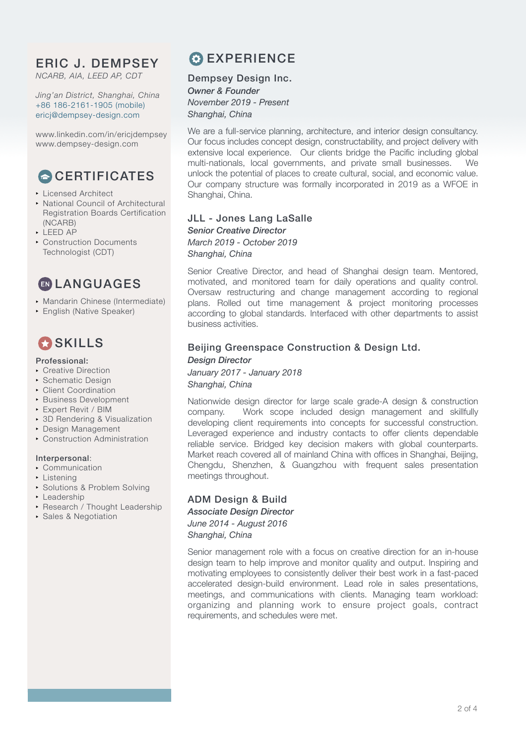# ERIC J. DEMPSEY

*NCARB, AIA, LEED AP, CDT*

*Jing'an District, Shanghai, China*
+86 186-2161-1905 (mobile)
ericj@dempsey-design.com

www.linkedin.com/in/ericjdempsey
www.dempsey-design.com

## CERTIFICATES

- Licensed Architect
- National Council of Architectural Registration Boards Certification (NCARB)
- LEED AP
- Construction Documents Technologist (CDT)

## LANGUAGES

- Mandarin Chinese (Intermediate)
- English (Native Speaker)

## SKILLS

**Professional:**

- Creative Direction
- Schematic Design
- Client Coordination
- Business Development
- Expert Revit / BIM
- 3D Rendering & Visualization
- Design Management
- Construction Administration

**Interpersonal**:

- Communication
- Listening
- Solutions & Problem Solving
- Leadership
- Research / Thought Leadership
- Sales & Negotiation

## EXPERIENCE

### Dempsey Design Inc.

***Owner & Founder***
*November 2019 - Present*
*Shanghai, China*

We are a full-service planning, architecture, and interior design consultancy. Our focus includes concept design, constructability, and project delivery with extensive local experience. Our clients bridge the Pacific including global multi-nationals, local governments, and private small businesses. We unlock the potential of places to create cultural, social, and economic value. Our company structure was formally incorporated in 2019 as a WFOE in Shanghai, China.

### JLL - Jones Lang LaSalle

***Senior Creative Director***
*March 2019 - October 2019*
*Shanghai, China*

Senior Creative Director, and head of Shanghai design team. Mentored, motivated, and monitored team for daily operations and quality control. Oversaw restructuring and change management according to regional plans. Rolled out time management & project monitoring processes according to global standards. Interfaced with other departments to assist business activities.

### Beijing Greenspace Construction & Design Ltd.

***Design Director***
*January 2017 - January 2018*
*Shanghai, China*

Nationwide design director for large scale grade-A design & construction company. Work scope included design management and skillfully developing client requirements into concepts for successful construction. Leveraged experience and industry contacts to offer clients dependable reliable service. Bridged key decision makers with global counterparts. Market reach covered all of mainland China with offices in Shanghai, Beijing, Chengdu, Shenzhen, & Guangzhou with frequent sales presentation meetings throughout.

### ADM Design & Build

***Associate Design Director***
*June 2014 - August 2016*
*Shanghai, China*

Senior management role with a focus on creative direction for an in-house design team to help improve and monitor quality and output. Inspiring and motivating employees to consistently deliver their best work in a fast-paced accelerated design-build environment. Lead role in sales presentations, meetings, and communications with clients. Managing team workload: organizing and planning work to ensure project goals, contract requirements, and schedules were met.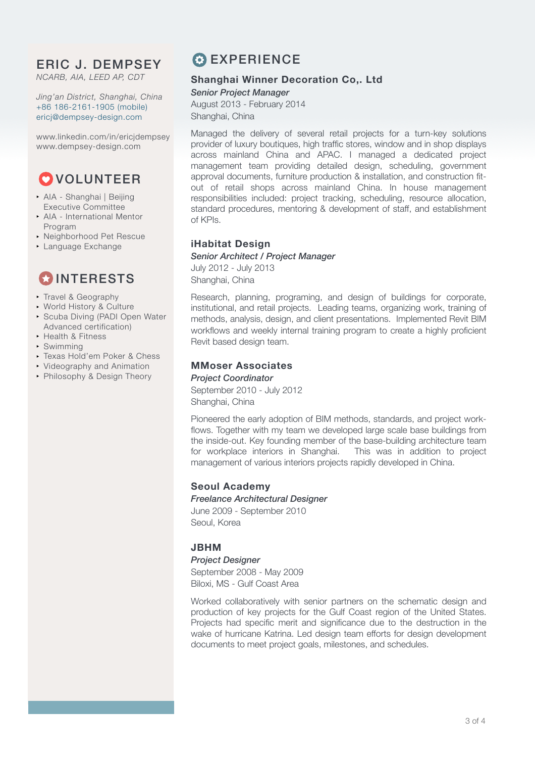# ERIC J. DEMPSEY

*NCARB, AIA, LEED AP, CDT*

*Jing'an District, Shanghai, China*
+86 186-2161-1905 (mobile)
ericj@dempsey-design.com

www.linkedin.com/in/ericjdempsey
www.dempsey-design.com

## VOLUNTEER

- AIA - Shanghai | Beijing Executive Committee
- AIA - International Mentor Program
- Neighborhood Pet Rescue
- Language Exchange

## INTERESTS

- Travel & Geography
- World History & Culture
- Scuba Diving (PADI Open Water Advanced certification)
- Health & Fitness
- Swimming
- Texas Hold'em Poker & Chess
- Videography and Animation
- Philosophy & Design Theory

## EXPERIENCE

### Shanghai Winner Decoration Co,. Ltd

*Senior Project Manager*
August 2013 - February 2014
Shanghai, China

Managed the delivery of several retail projects for a turn-key solutions provider of luxury boutiques, high traffic stores, window and in shop displays across mainland China and APAC. I managed a dedicated project management team providing detailed design, scheduling, government approval documents, furniture production & installation, and construction fit-out of retail shops across mainland China. In house management responsibilities included: project tracking, scheduling, resource allocation, standard procedures, mentoring & development of staff, and establishment of KPIs.

### iHabitat Design

*Senior Architect / Project Manager*
July 2012 - July 2013
Shanghai, China

Research, planning, programing, and design of buildings for corporate, institutional, and retail projects. Leading teams, organizing work, training of methods, analysis, design, and client presentations. Implemented Revit BIM workflows and weekly internal training program to create a highly proficient Revit based design team.

### MMoser Associates

*Project Coordinator*
September 2010 - July 2012
Shanghai, China

Pioneered the early adoption of BIM methods, standards, and project work-flows. Together with my team we developed large scale base buildings from the inside-out. Key founding member of the base-building architecture team for workplace interiors in Shanghai. This was in addition to project management of various interiors projects rapidly developed in China.

### Seoul Academy

*Freelance Architectural Designer*
June 2009 - September 2010
Seoul, Korea

### JBHM

*Project Designer*
September 2008 - May 2009
Biloxi, MS - Gulf Coast Area

Worked collaboratively with senior partners on the schematic design and production of key projects for the Gulf Coast region of the United States. Projects had specific merit and significance due to the destruction in the wake of hurricane Katrina. Led design team efforts for design development documents to meet project goals, milestones, and schedules.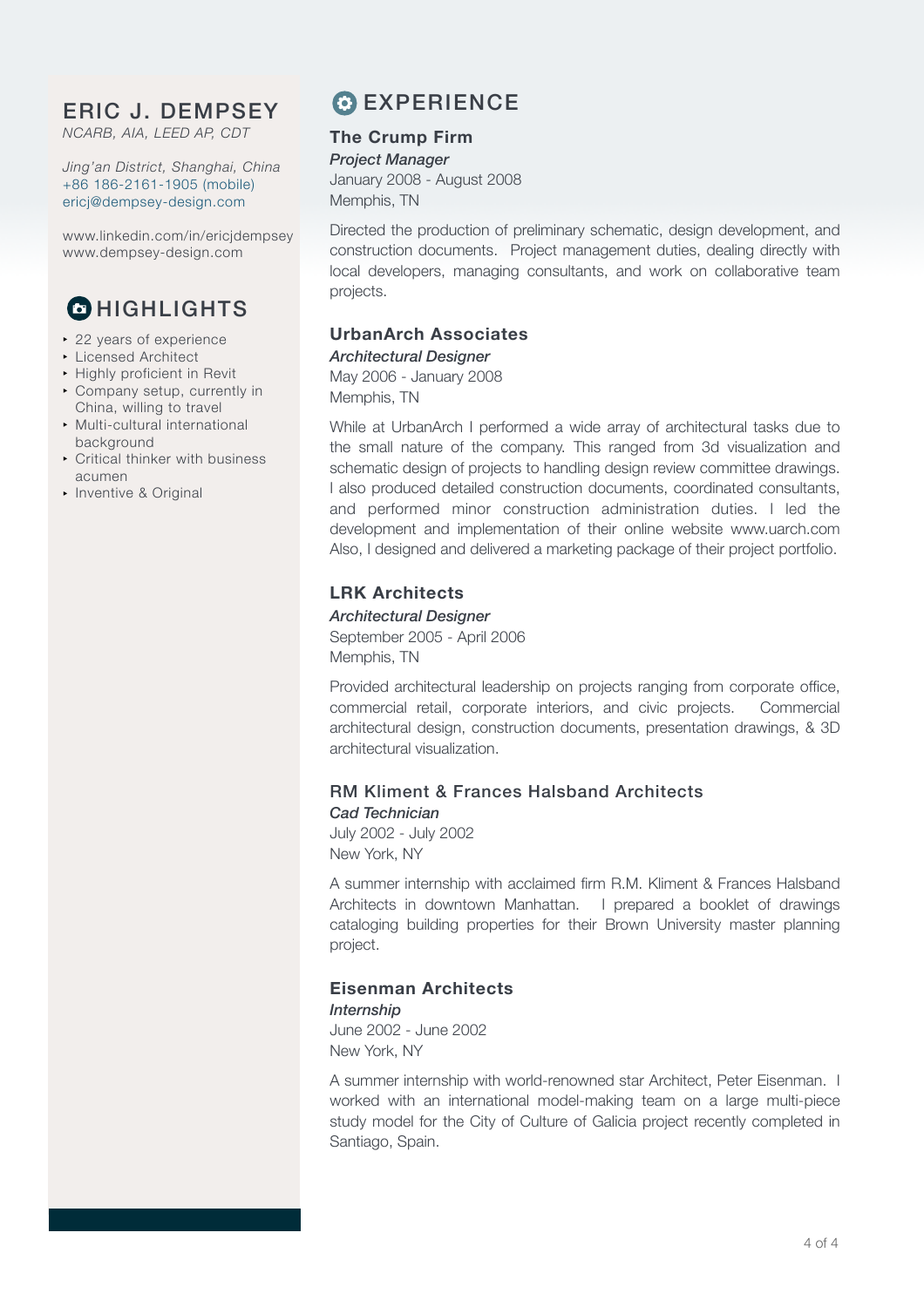# ERIC J. DEMPSEY

*NCARB, AIA, LEED AP, CDT*

*Jing'an District, Shanghai, China*
+86 186-2161-1905 (mobile)
ericj@dempsey-design.com

www.linkedin.com/in/ericjdempsey
www.dempsey-design.com

## HIGHLIGHTS

- 22 years of experience
- Licensed Architect
- Highly proficient in Revit
- Company setup, currently in China, willing to travel
- Multi-cultural international background
- Critical thinker with business acumen
- Inventive & Original

## EXPERIENCE

### The Crump Firm

***Project Manager***
January 2008 - August 2008
Memphis, TN

Directed the production of preliminary schematic, design development, and construction documents. Project management duties, dealing directly with local developers, managing consultants, and work on collaborative team projects.

### UrbanArch Associates

***Architectural Designer***
May 2006 - January 2008
Memphis, TN

While at UrbanArch I performed a wide array of architectural tasks due to the small nature of the company. This ranged from 3d visualization and schematic design of projects to handling design review committee drawings. I also produced detailed construction documents, coordinated consultants, and performed minor construction administration duties. I led the development and implementation of their online website www.uarch.com Also, I designed and delivered a marketing package of their project portfolio.

### LRK Architects

***Architectural Designer***
September 2005 - April 2006
Memphis, TN

Provided architectural leadership on projects ranging from corporate office, commercial retail, corporate interiors, and civic projects. Commercial architectural design, construction documents, presentation drawings, & 3D architectural visualization.

### RM Kliment & Frances Halsband Architects

***Cad Technician***
July 2002 - July 2002
New York, NY

A summer internship with acclaimed firm R.M. Kliment & Frances Halsband Architects in downtown Manhattan. I prepared a booklet of drawings cataloging building properties for their Brown University master planning project.

### Eisenman Architects

***Internship***
June 2002 - June 2002
New York, NY

A summer internship with world-renowned star Architect, Peter Eisenman. I worked with an international model-making team on a large multi-piece study model for the City of Culture of Galicia project recently completed in Santiago, Spain.